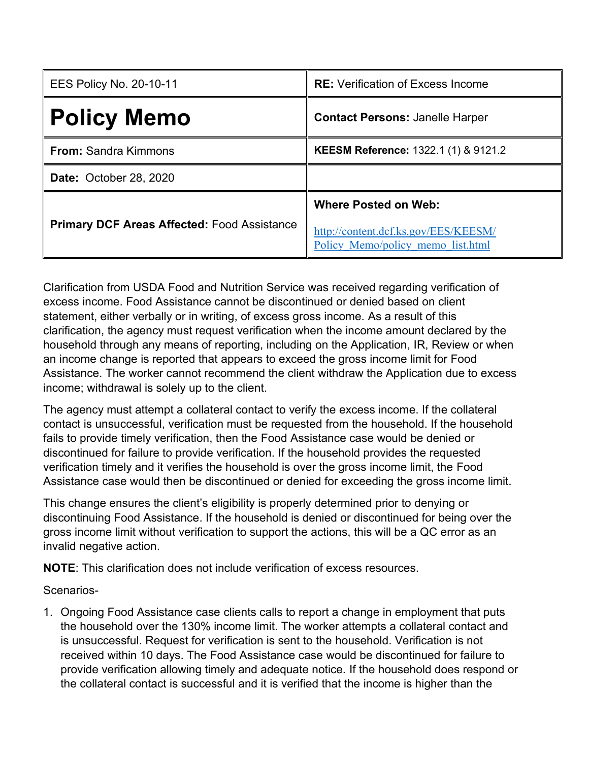| EES Policy No. 20-10-11 | **RE:** Verification of Excess Income |
|---|---|
| **Policy Memo** | **Contact Persons:** Janelle Harper |
| **From:** Sandra Kimmons | **KEESM Reference:** 1322.1 (1) & 9121.2 |
| **Date:** October 28, 2020 | |
| **Primary DCF Areas Affected:** Food Assistance | **Where Posted on Web:** http://content.dcf.ks.gov/EES/KEESM/Policy_Memo/policy_memo_list.html |

Clarification from USDA Food and Nutrition Service was received regarding verification of excess income. Food Assistance cannot be discontinued or denied based on client statement, either verbally or in writing, of excess gross income. As a result of this clarification, the agency must request verification when the income amount declared by the household through any means of reporting, including on the Application, IR, Review or when an income change is reported that appears to exceed the gross income limit for Food Assistance. The worker cannot recommend the client withdraw the Application due to excess income; withdrawal is solely up to the client.

The agency must attempt a collateral contact to verify the excess income. If the collateral contact is unsuccessful, verification must be requested from the household. If the household fails to provide timely verification, then the Food Assistance case would be denied or discontinued for failure to provide verification. If the household provides the requested verification timely and it verifies the household is over the gross income limit, the Food Assistance case would then be discontinued or denied for exceeding the gross income limit.

This change ensures the client's eligibility is properly determined prior to denying or discontinuing Food Assistance. If the household is denied or discontinued for being over the gross income limit without verification to support the actions, this will be a QC error as an invalid negative action.

**NOTE**: This clarification does not include verification of excess resources.

Scenarios-

1. Ongoing Food Assistance case clients calls to report a change in employment that puts the household over the 130% income limit. The worker attempts a collateral contact and is unsuccessful. Request for verification is sent to the household. Verification is not received within 10 days. The Food Assistance case would be discontinued for failure to provide verification allowing timely and adequate notice. If the household does respond or the collateral contact is successful and it is verified that the income is higher than the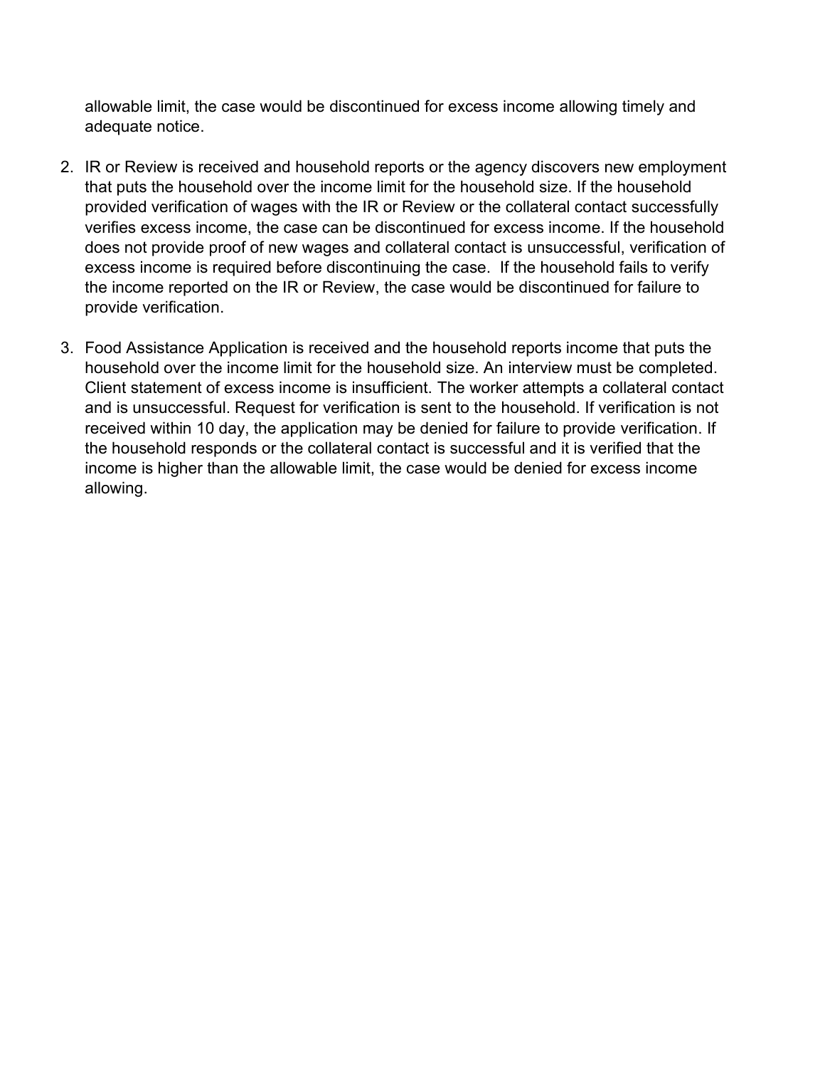allowable limit, the case would be discontinued for excess income allowing timely and adequate notice.

2. IR or Review is received and household reports or the agency discovers new employment that puts the household over the income limit for the household size. If the household provided verification of wages with the IR or Review or the collateral contact successfully verifies excess income, the case can be discontinued for excess income. If the household does not provide proof of new wages and collateral contact is unsuccessful, verification of excess income is required before discontinuing the case. If the household fails to verify the income reported on the IR or Review, the case would be discontinued for failure to provide verification.

3. Food Assistance Application is received and the household reports income that puts the household over the income limit for the household size. An interview must be completed. Client statement of excess income is insufficient. The worker attempts a collateral contact and is unsuccessful. Request for verification is sent to the household. If verification is not received within 10 day, the application may be denied for failure to provide verification. If the household responds or the collateral contact is successful and it is verified that the income is higher than the allowable limit, the case would be denied for excess income allowing.